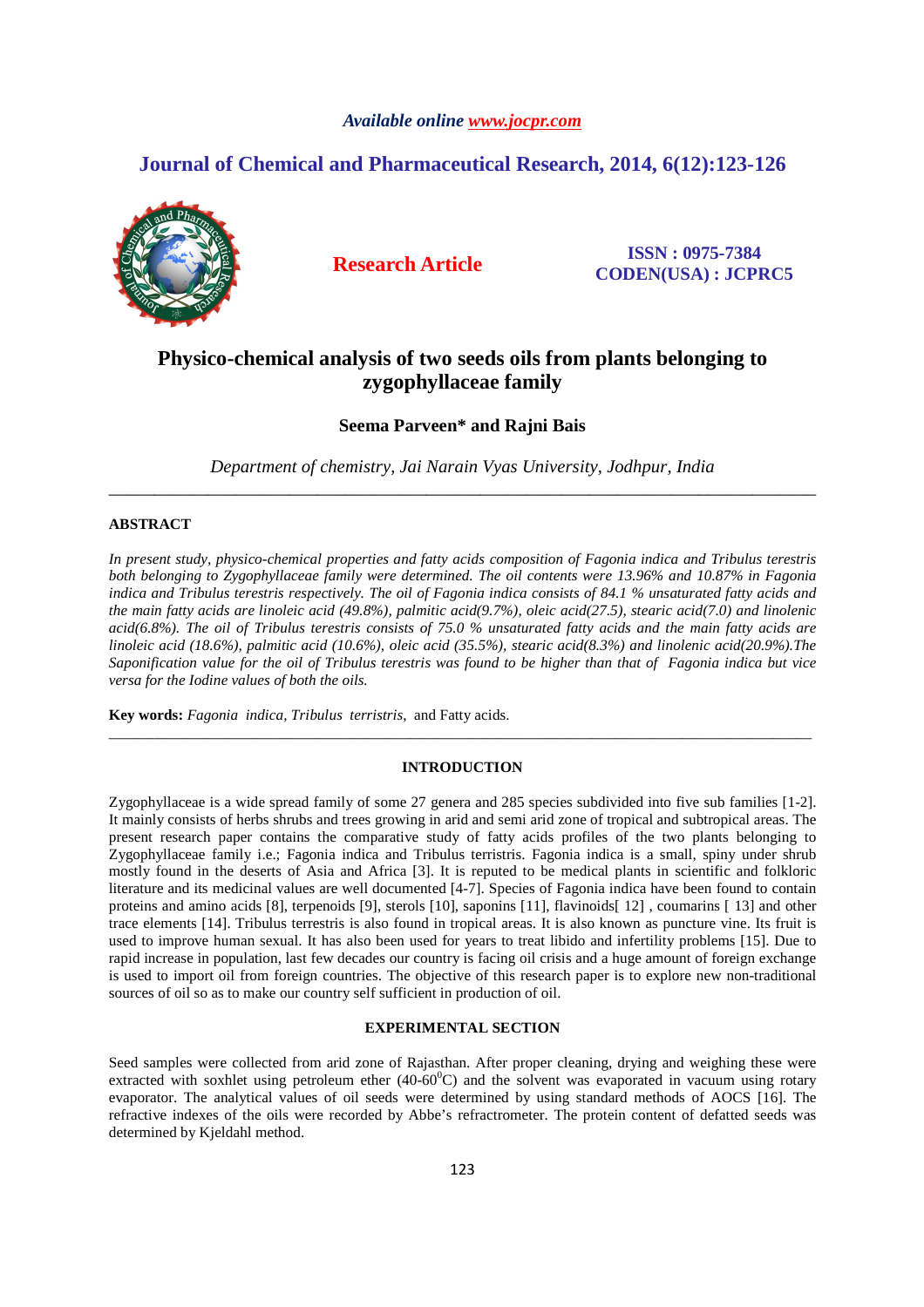# Physico-chemical analysis of two seeds oils from plants belonging to zygophyllaceae family

**Seema Parveen\* and Rajni Bais**

*Department of chemistry, Jai Narain Vyas University, Jodhpur, India*

---

## ABSTRACT

*In present study, physico-chemical properties and fatty acids composition of Fagonia indica and Tribulus terestris both belonging to Zygophyllaceae family were determined. The oil contents were 13.96% and 10.87% in Fagonia indica and Tribulus terestris respectively. The oil of Fagonia indica consists of 84.1 % unsaturated fatty acids and the main fatty acids are linoleic acid (49.8%), palmitic acid(9.7%), oleic acid(27.5), stearic acid(7.0) and linolenic acid(6.8%). The oil of Tribulus terestris consists of 75.0 % unsaturated fatty acids and the main fatty acids are linoleic acid (18.6%), palmitic acid (10.6%), oleic acid (35.5%), stearic acid(8.3%) and linolenic acid(20.9%).The Saponification value for the oil of Tribulus terestris was found to be higher than that of Fagonia indica but vice versa for the Iodine values of both the oils.*

**Key words:** *Fagonia indica, Tribulus terristris*, and Fatty acids.

---

## INTRODUCTION

Zygophyllaceae is a wide spread family of some 27 genera and 285 species subdivided into five sub families [1-2]. It mainly consists of herbs shrubs and trees growing in arid and semi arid zone of tropical and subtropical areas. The present research paper contains the comparative study of fatty acids profiles of the two plants belonging to Zygophyllaceae family i.e.; Fagonia indica and Tribulus terristris. Fagonia indica is a small, spiny under shrub mostly found in the deserts of Asia and Africa [3]. It is reputed to be medical plants in scientific and folkloric literature and its medicinal values are well documented [4-7]. Species of Fagonia indica have been found to contain proteins and amino acids [8], terpenoids [9], sterols [10], saponins [11], flavinoids[ 12] , coumarins [ 13] and other trace elements [14]. Tribulus terrestris is also found in tropical areas. It is also known as puncture vine. Its fruit is used to improve human sexual. It has also been used for years to treat libido and infertility problems [15]. Due to rapid increase in population, last few decades our country is facing oil crisis and a huge amount of foreign exchange is used to import oil from foreign countries. The objective of this research paper is to explore new non-traditional sources of oil so as to make our country self sufficient in production of oil.

## EXPERIMENTAL SECTION

Seed samples were collected from arid zone of Rajasthan. After proper cleaning, drying and weighing these were extracted with soxhlet using petroleum ether (40-60$^0$C) and the solvent was evaporated in vacuum using rotary evaporator. The analytical values of oil seeds were determined by using standard methods of AOCS [16]. The refractive indexes of the oils were recorded by Abbe's refractrometer. The protein content of defatted seeds was determined by Kjeldahl method.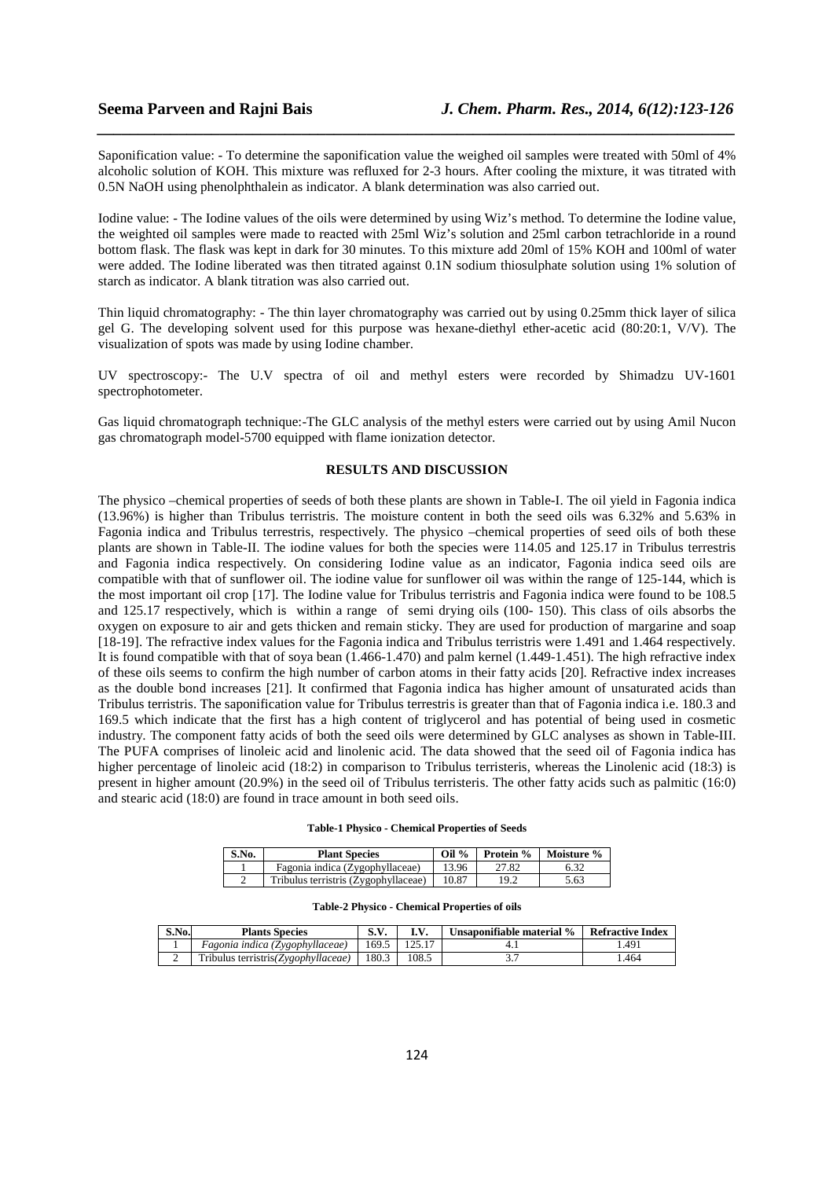Saponification value: - To determine the saponification value the weighed oil samples were treated with 50ml of 4% alcoholic solution of KOH. This mixture was refluxed for 2-3 hours. After cooling the mixture, it was titrated with 0.5N NaOH using phenolphthalein as indicator. A blank determination was also carried out.

Iodine value: - The Iodine values of the oils were determined by using Wiz's method. To determine the Iodine value, the weighted oil samples were made to reacted with 25ml Wiz's solution and 25ml carbon tetrachloride in a round bottom flask. The flask was kept in dark for 30 minutes. To this mixture add 20ml of 15% KOH and 100ml of water were added. The Iodine liberated was then titrated against 0.1N sodium thiosulphate solution using 1% solution of starch as indicator. A blank titration was also carried out.

Thin liquid chromatography: - The thin layer chromatography was carried out by using 0.25mm thick layer of silica gel G. The developing solvent used for this purpose was hexane-diethyl ether-acetic acid (80:20:1, V/V). The visualization of spots was made by using Iodine chamber.

UV spectroscopy:- The U.V spectra of oil and methyl esters were recorded by Shimadzu UV-1601 spectrophotometer.

Gas liquid chromatograph technique:-The GLC analysis of the methyl esters were carried out by using Amil Nucon gas chromatograph model-5700 equipped with flame ionization detector.

## RESULTS AND DISCUSSION

The physico –chemical properties of seeds of both these plants are shown in Table-I. The oil yield in Fagonia indica (13.96%) is higher than Tribulus terristris. The moisture content in both the seed oils was 6.32% and 5.63% in Fagonia indica and Tribulus terrestris, respectively. The physico –chemical properties of seed oils of both these plants are shown in Table-II. The iodine values for both the species were 114.05 and 125.17 in Tribulus terrestris and Fagonia indica respectively. On considering Iodine value as an indicator, Fagonia indica seed oils are compatible with that of sunflower oil. The iodine value for sunflower oil was within the range of 125-144, which is the most important oil crop [17]. The Iodine value for Tribulus terristris and Fagonia indica were found to be 108.5 and 125.17 respectively, which is within a range of semi drying oils (100- 150). This class of oils absorbs the oxygen on exposure to air and gets thicken and remain sticky. They are used for production of margarine and soap [18-19]. The refractive index values for the Fagonia indica and Tribulus terristris were 1.491 and 1.464 respectively. It is found compatible with that of soya bean (1.466-1.470) and palm kernel (1.449-1.451). The high refractive index of these oils seems to confirm the high number of carbon atoms in their fatty acids [20]. Refractive index increases as the double bond increases [21]. It confirmed that Fagonia indica has higher amount of unsaturated acids than Tribulus terristris. The saponification value for Tribulus terrestris is greater than that of Fagonia indica i.e. 180.3 and 169.5 which indicate that the first has a high content of triglycerol and has potential of being used in cosmetic industry. The component fatty acids of both the seed oils were determined by GLC analyses as shown in Table-III. The PUFA comprises of linoleic acid and linolenic acid. The data showed that the seed oil of Fagonia indica has higher percentage of linoleic acid (18:2) in comparison to Tribulus terristeris, whereas the Linolenic acid (18:3) is present in higher amount (20.9%) in the seed oil of Tribulus terristeris. The other fatty acids such as palmitic (16:0) and stearic acid (18:0) are found in trace amount in both seed oils.

**Table-1 Physico - Chemical Properties of Seeds**

| S.No. | Plant Species | Oil % | Protein % | Moisture % |
|---|---|---|---|---|
| 1 | Fagonia indica (Zygophyllaceae) | 13.96 | 27.82 | 6.32 |
| 2 | Tribulus terristris (Zygophyllaceae) | 10.87 | 19.2 | 5.63 |

**Table-2 Physico - Chemical Properties of oils**

| S.No. | Plants Species | S.V. | I.V. | Unsaponifiable material % | Refractive Index |
|---|---|---|---|---|---|
| 1 | *Fagonia indica (Zygophyllaceae)* | 169.5 | 125.17 | 4.1 | 1.491 |
| 2 | Tribulus terristris*(Zygophyllaceae)* | 180.3 | 108.5 | 3.7 | 1.464 |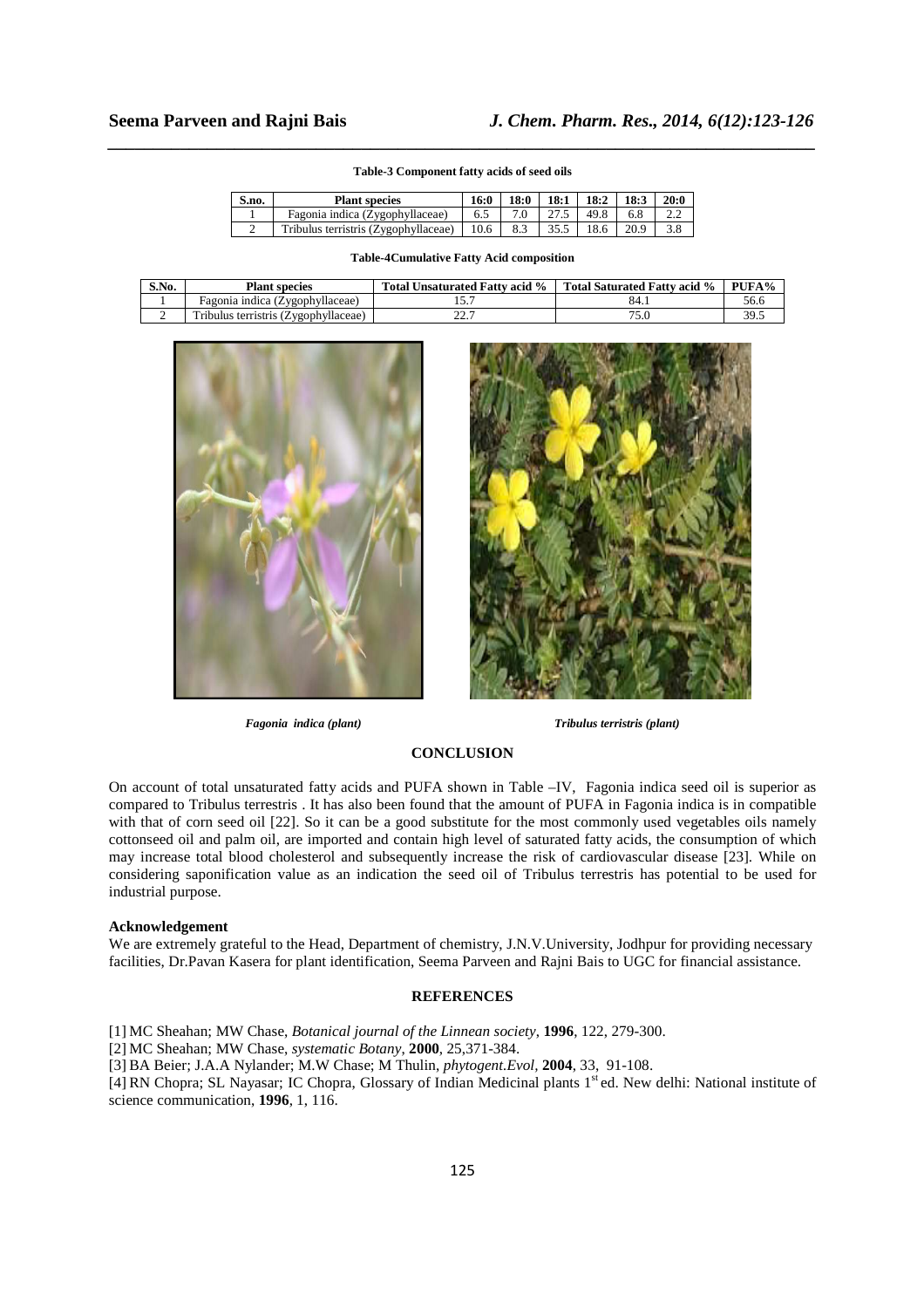**Table-3 Component fatty acids of seed oils**

| S.no. | Plant species | 16:0 | 18:0 | 18:1 | 18:2 | 18:3 | 20:0 |
|---|---|---|---|---|---|---|---|
| 1 | Fagonia indica (Zygophyllaceae) | 6.5 | 7.0 | 27.5 | 49.8 | 6.8 | 2.2 |
| 2 | Tribulus terristris (Zygophyllaceae) | 10.6 | 8.3 | 35.5 | 18.6 | 20.9 | 3.8 |

**Table-4Cumulative Fatty Acid composition**

| S.No. | Plant species | Total Unsaturated Fatty acid % | Total Saturated Fatty acid % | PUFA% |
|---|---|---|---|---|
| 1 | Fagonia indica (Zygophyllaceae) | 15.7 | 84.1 | 56.6 |
| 2 | Tribulus terristris (Zygophyllaceae) | 22.7 | 75.0 | 39.5 |

*Fagonia indica (plant)* *Tribulus terristris (plant)*

## CONCLUSION

On account of total unsaturated fatty acids and PUFA shown in Table –IV, Fagonia indica seed oil is superior as compared to Tribulus terrestris . It has also been found that the amount of PUFA in Fagonia indica is in compatible with that of corn seed oil [22]. So it can be a good substitute for the most commonly used vegetables oils namely cottonseed oil and palm oil, are imported and contain high level of saturated fatty acids, the consumption of which may increase total blood cholesterol and subsequently increase the risk of cardiovascular disease [23]. While on considering saponification value as an indication the seed oil of Tribulus terrestris has potential to be used for industrial purpose.

### Acknowledgement

We are extremely grateful to the Head, Department of chemistry, J.N.V.University, Jodhpur for providing necessary facilities, Dr.Pavan Kasera for plant identification, Seema Parveen and Rajni Bais to UGC for financial assistance.

## REFERENCES

[1] MC Sheahan; MW Chase, *Botanical journal of the Linnean society*, **1996**, 122, 279-300.

[2] MC Sheahan; MW Chase, *systematic Botany*, **2000**, 25,371-384.

[3] BA Beier; J.A.A Nylander; M.W Chase; M Thulin, *phytogent.Evol*, **2004**, 33, 91-108.

[4] RN Chopra; SL Nayasar; IC Chopra, Glossary of Indian Medicinal plants 1st ed. New delhi: National institute of science communication, **1996**, 1, 116.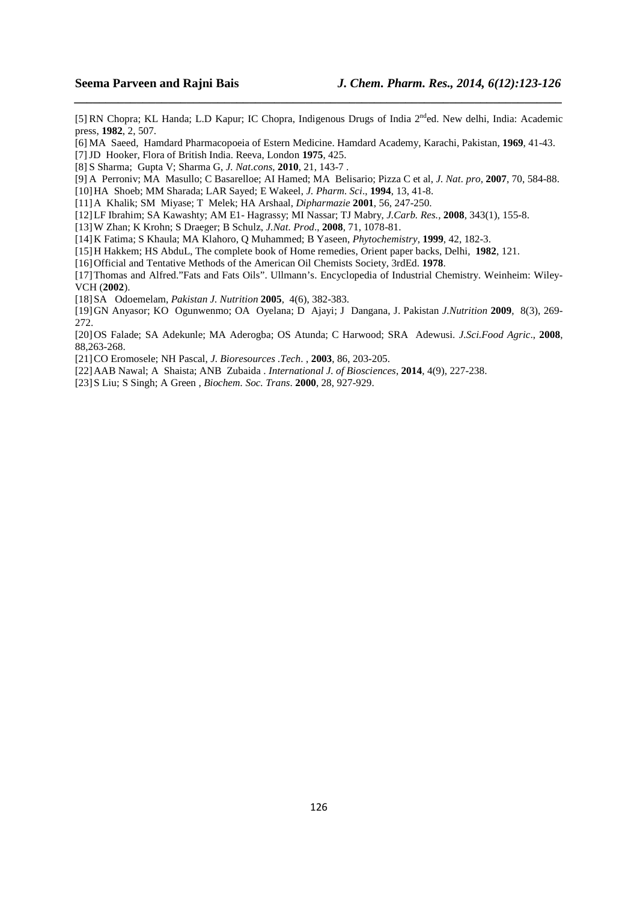[5] RN Chopra; KL Handa; L.D Kapur; IC Chopra, Indigenous Drugs of India 2[nd]ed. New delhi, India: Academic press, **1982**, 2, 507.

[6] MA Saeed, Hamdard Pharmacopoeia of Estern Medicine. Hamdard Academy, Karachi, Pakistan, **1969**, 41-43.

[7] JD Hooker, Flora of British India. Reeva, London **1975**, 425.

[8] S Sharma; Gupta V; Sharma G, *J. Nat.cons*, **2010**, 21, 143-7 .

[9] A Perroniv; MA Masullo; C Basarelloe; AI Hamed; MA Belisario; Pizza C et al, *J. Nat. pro*, **2007**, 70, 584-88.

[10] HA Shoeb; MM Sharada; LAR Sayed; E Wakeel, *J. Pharm. Sci*., **1994**, 13, 41-8.

[11] A Khalik; SM Miyase; T Melek; HA Arshaal, *Dipharmazie* **2001**, 56, 247-250.

[12] LF Ibrahim; SA Kawashty; AM E1- Hagrassy; MI Nassar; TJ Mabry, *J.Carb. Res.*, **2008**, 343(1), 155-8.

[13] W Zhan; K Krohn; S Draeger; B Schulz, *J.Nat. Prod*., **2008**, 71, 1078-81.

[14] K Fatima; S Khaula; MA Klahoro, Q Muhammed; B Yaseen, *Phytochemistry*, **1999**, 42, 182-3.

[15] H Hakkem; HS AbduL, The complete book of Home remedies, Orient paper backs, Delhi, **1982**, 121.

[16] Official and Tentative Methods of the American Oil Chemists Society, 3rdEd. **1978**.

[17] Thomas and Alfred."Fats and Fats Oils". Ullmann's. Encyclopedia of Industrial Chemistry. Weinheim: Wiley-VCH (**2002**).

[18] SA Odoemelam, *Pakistan J. Nutrition* **2005**, 4(6), 382-383.

[19] GN Anyasor; KO Ogunwenmo; OA Oyelana; D Ajayi; J Dangana, J. Pakistan *J.Nutrition* **2009**, 8(3), 269-272.

[20] OS Falade; SA Adekunle; MA Aderogba; OS Atunda; C Harwood; SRA Adewusi. *J.Sci.Food Agric*., **2008**, 88,263-268.

[21] CO Eromosele; NH Pascal, *J. Bioresources .Tech*. , **2003**, 86, 203-205.

[22] AAB Nawal; A Shaista; ANB Zubaida . *International J. of Biosciences*, **2014**, 4(9), 227-238.

[23] S Liu; S Singh; A Green , *Biochem. Soc. Trans*. **2000**, 28, 927-929.